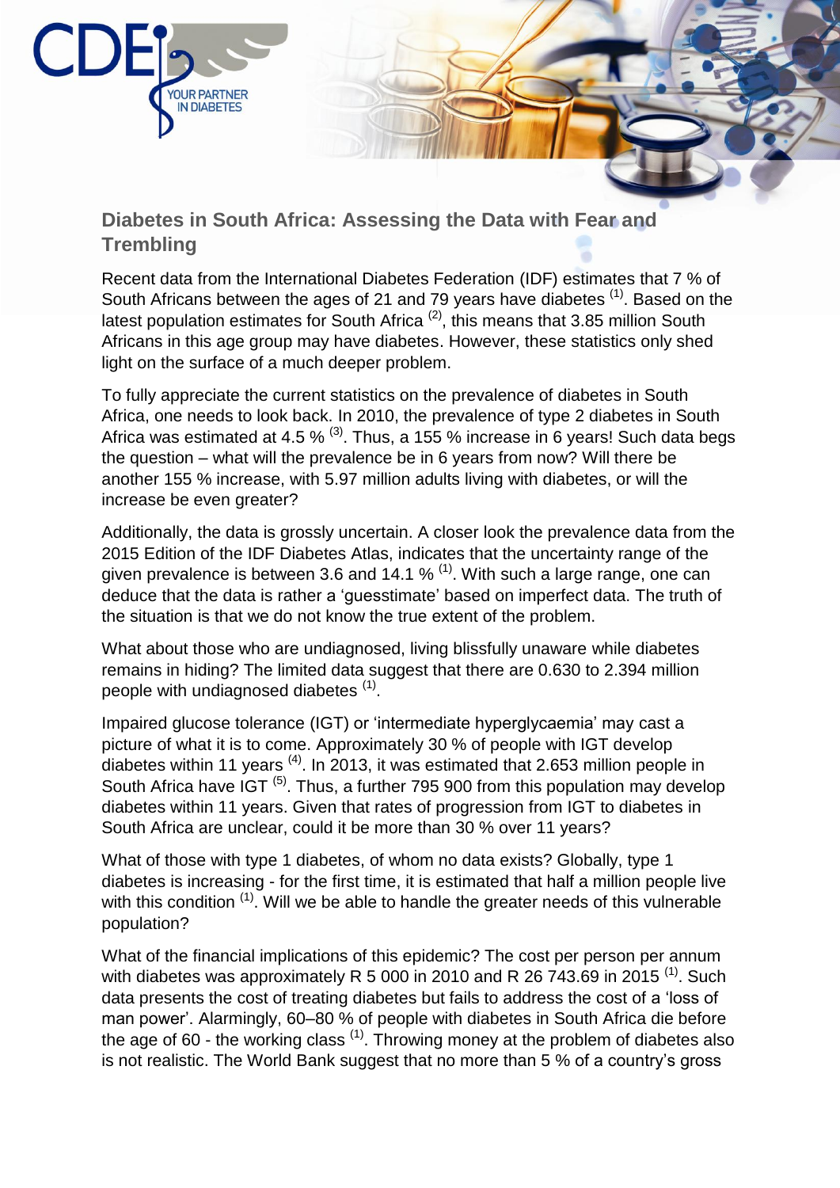# Diabetes in South Africa: Assessing the Data with Fear and Trembling

Recent data from the International Diabetes Federation (IDF) estimates that 7 % of South Africans between the ages of 21 and 79 years have diabetes [1]. Based on the latest population estimates for South Africa [2], this means that 3.85 million South Africans in this age group may have diabetes. However, these statistics only shed light on the surface of a much deeper problem.

To fully appreciate the current statistics on the prevalence of diabetes in South Africa, one needs to look back. In 2010, the prevalence of type 2 diabetes in South Africa was estimated at 4.5 % [3]. Thus, a 155 % increase in 6 years! Such data begs the question – what will the prevalence be in 6 years from now? Will there be another 155 % increase, with 5.97 million adults living with diabetes, or will the increase be even greater?

Additionally, the data is grossly uncertain. A closer look the prevalence data from the 2015 Edition of the IDF Diabetes Atlas, indicates that the uncertainty range of the given prevalence is between 3.6 and 14.1 % [1]. With such a large range, one can deduce that the data is rather a 'guesstimate' based on imperfect data. The truth of the situation is that we do not know the true extent of the problem.

What about those who are undiagnosed, living blissfully unaware while diabetes remains in hiding? The limited data suggest that there are 0.630 to 2.394 million people with undiagnosed diabetes [1].

Impaired glucose tolerance (IGT) or 'intermediate hyperglycaemia' may cast a picture of what it is to come. Approximately 30 % of people with IGT develop diabetes within 11 years [4]. In 2013, it was estimated that 2.653 million people in South Africa have IGT [5]. Thus, a further 795 900 from this population may develop diabetes within 11 years. Given that rates of progression from IGT to diabetes in South Africa are unclear, could it be more than 30 % over 11 years?

What of those with type 1 diabetes, of whom no data exists? Globally, type 1 diabetes is increasing - for the first time, it is estimated that half a million people live with this condition [1]. Will we be able to handle the greater needs of this vulnerable population?

What of the financial implications of this epidemic? The cost per person per annum with diabetes was approximately R 5 000 in 2010 and R 26 743.69 in 2015 [1]. Such data presents the cost of treating diabetes but fails to address the cost of a 'loss of man power'. Alarmingly, 60–80 % of people with diabetes in South Africa die before the age of 60 - the working class [1]. Throwing money at the problem of diabetes also is not realistic. The World Bank suggest that no more than 5 % of a country's gross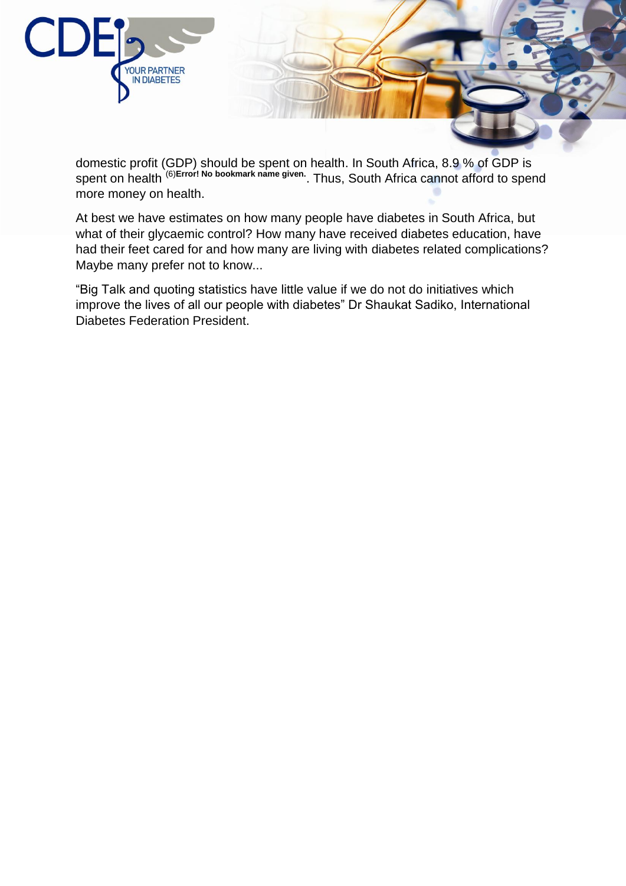domestic profit (GDP) should be spent on health. In South Africa, 8.9 % of GDP is spent on health [(6)**Error! No bookmark name given.**]. Thus, South Africa cannot afford to spend more money on health.

At best we have estimates on how many people have diabetes in South Africa, but what of their glycaemic control? How many have received diabetes education, have had their feet cared for and how many are living with diabetes related complications? Maybe many prefer not to know...

"Big Talk and quoting statistics have little value if we do not do initiatives which improve the lives of all our people with diabetes" Dr Shaukat Sadiko, International Diabetes Federation President.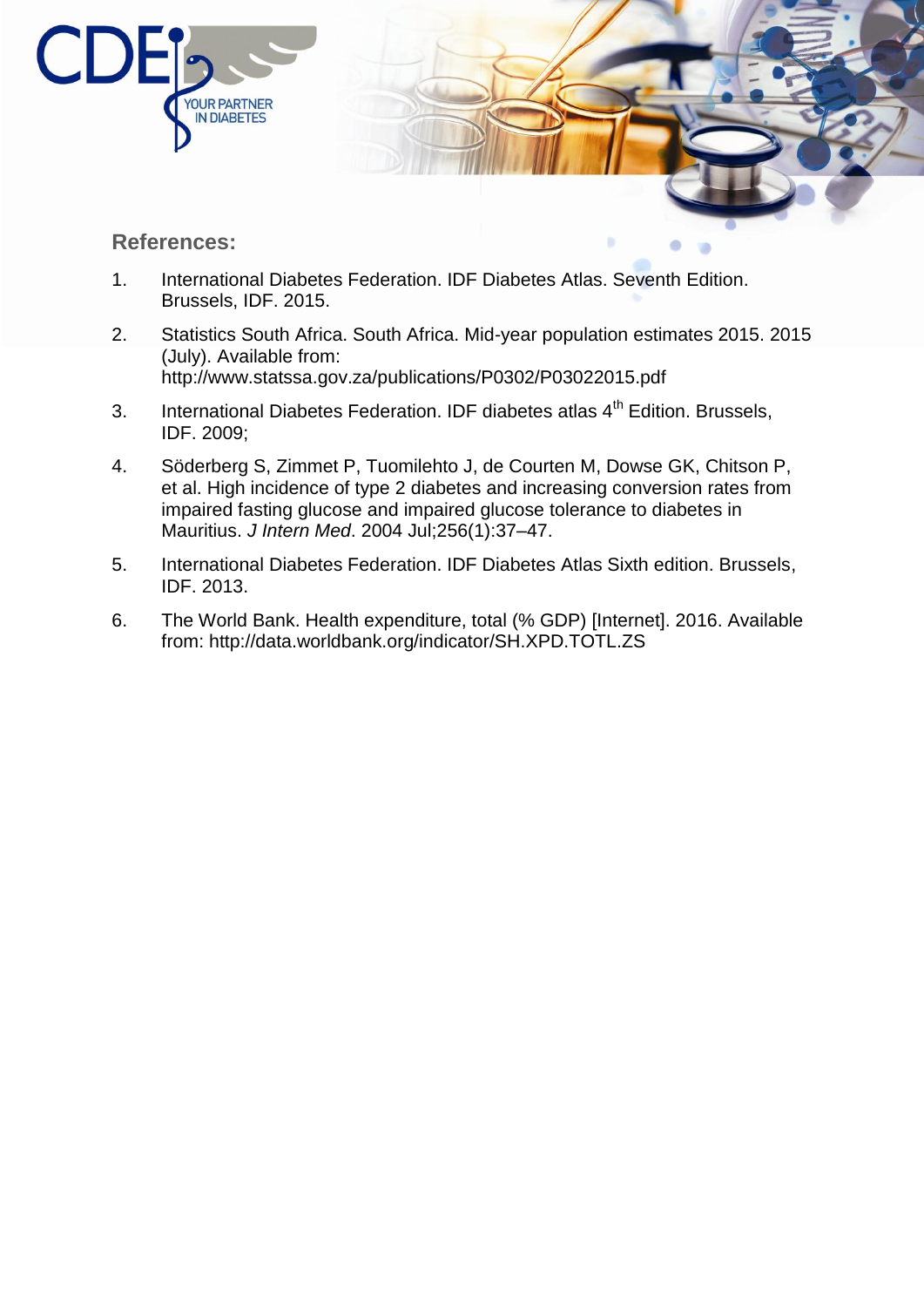## References:

1. International Diabetes Federation. IDF Diabetes Atlas. Seventh Edition. Brussels, IDF. 2015.
2. Statistics South Africa. South Africa. Mid-year population estimates 2015. 2015 (July). Available from: http://www.statssa.gov.za/publications/P0302/P03022015.pdf
3. International Diabetes Federation. IDF diabetes atlas 4th Edition. Brussels, IDF. 2009;
4. Söderberg S, Zimmet P, Tuomilehto J, de Courten M, Dowse GK, Chitson P, et al. High incidence of type 2 diabetes and increasing conversion rates from impaired fasting glucose and impaired glucose tolerance to diabetes in Mauritius. *J Intern Med*. 2004 Jul;256(1):37–47.
5. International Diabetes Federation. IDF Diabetes Atlas Sixth edition. Brussels, IDF. 2013.
6. The World Bank. Health expenditure, total (% GDP) [Internet]. 2016. Available from: http://data.worldbank.org/indicator/SH.XPD.TOTL.ZS